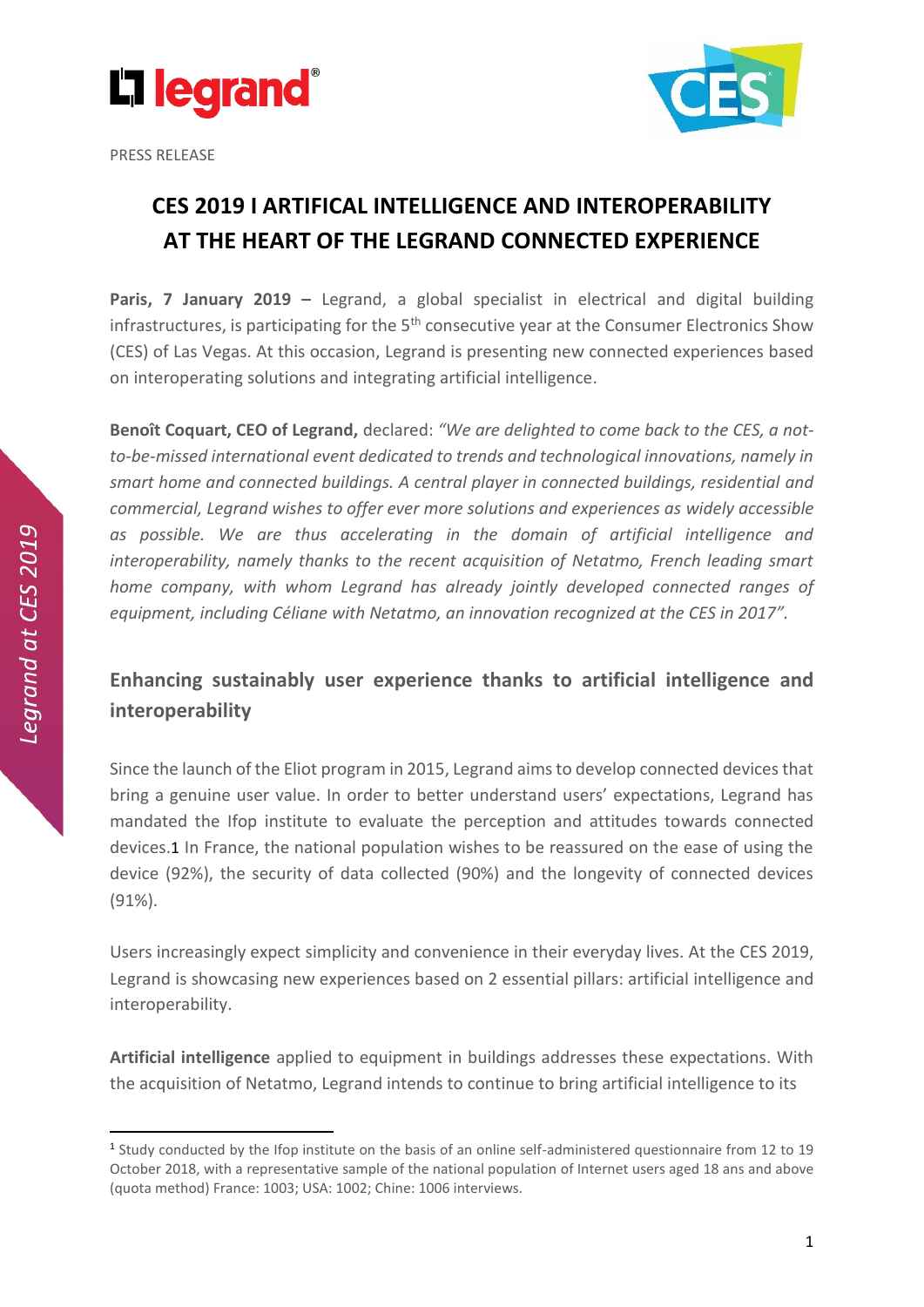PRESS RELEASE

# CES 2019 I ARTIFICAL INTELLIGENCE AND INTEROPERABILITY AT THE HEART OF THE LEGRAND CONNECTED EXPERIENCE

**Paris, 7 January 2019 –** Legrand, a global specialist in electrical and digital building infrastructures, is participating for the 5th consecutive year at the Consumer Electronics Show (CES) of Las Vegas. At this occasion, Legrand is presenting new connected experiences based on interoperating solutions and integrating artificial intelligence.

**Benoît Coquart, CEO of Legrand,** declared: *"We are delighted to come back to the CES, a not-to-be-missed international event dedicated to trends and technological innovations, namely in smart home and connected buildings. A central player in connected buildings, residential and commercial, Legrand wishes to offer ever more solutions and experiences as widely accessible as possible. We are thus accelerating in the domain of artificial intelligence and interoperability, namely thanks to the recent acquisition of Netatmo, French leading smart home company, with whom Legrand has already jointly developed connected ranges of equipment, including Céliane with Netatmo, an innovation recognized at the CES in 2017".*

## Enhancing sustainably user experience thanks to artificial intelligence and interoperability

Since the launch of the Eliot program in 2015, Legrand aims to develop connected devices that bring a genuine user value. In order to better understand users' expectations, Legrand has mandated the Ifop institute to evaluate the perception and attitudes towards connected devices.[1] In France, the national population wishes to be reassured on the ease of using the device (92%), the security of data collected (90%) and the longevity of connected devices (91%).

Users increasingly expect simplicity and convenience in their everyday lives. At the CES 2019, Legrand is showcasing new experiences based on 2 essential pillars: artificial intelligence and interoperability.

**Artificial intelligence** applied to equipment in buildings addresses these expectations. With the acquisition of Netatmo, Legrand intends to continue to bring artificial intelligence to its

---

[1] Study conducted by the Ifop institute on the basis of an online self-administered questionnaire from 12 to 19 October 2018, with a representative sample of the national population of Internet users aged 18 ans and above (quota method) France: 1003; USA: 1002; Chine: 1006 interviews.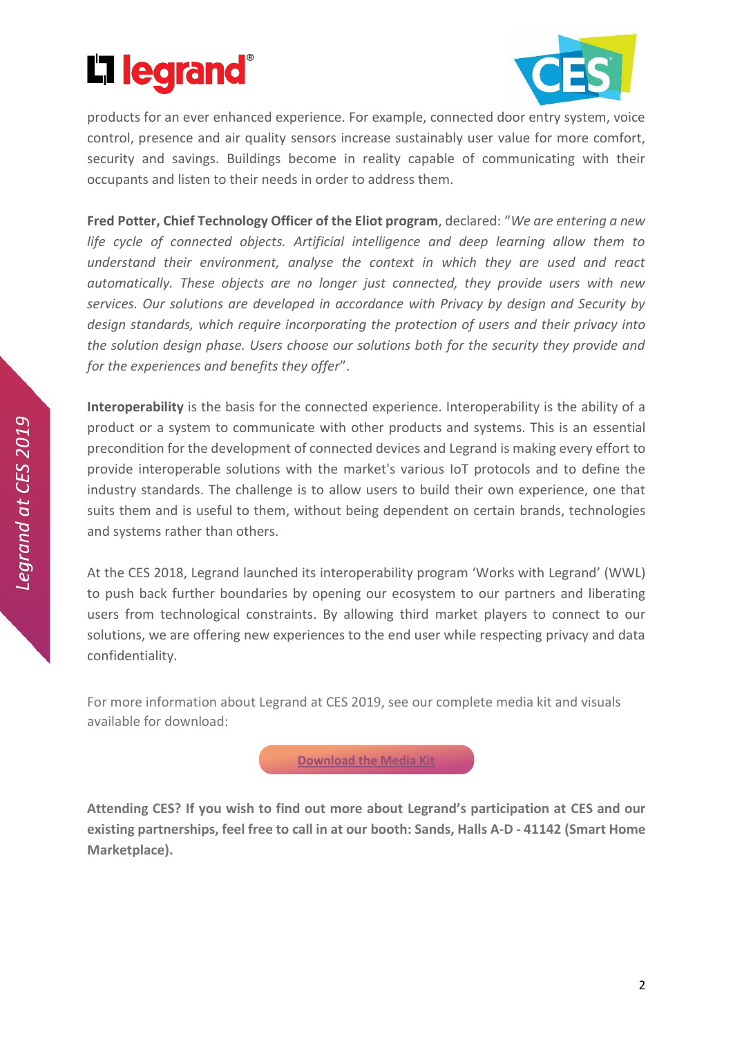products for an ever enhanced experience. For example, connected door entry system, voice control, presence and air quality sensors increase sustainably user value for more comfort, security and savings. Buildings become in reality capable of communicating with their occupants and listen to their needs in order to address them.

**Fred Potter, Chief Technology Officer of the Eliot program**, declared: "*We are entering a new life cycle of connected objects. Artificial intelligence and deep learning allow them to understand their environment, analyse the context in which they are used and react automatically. These objects are no longer just connected, they provide users with new services. Our solutions are developed in accordance with Privacy by design and Security by design standards, which require incorporating the protection of users and their privacy into the solution design phase. Users choose our solutions both for the security they provide and for the experiences and benefits they offer*".

**Interoperability** is the basis for the connected experience. Interoperability is the ability of a product or a system to communicate with other products and systems. This is an essential precondition for the development of connected devices and Legrand is making every effort to provide interoperable solutions with the market's various IoT protocols and to define the industry standards. The challenge is to allow users to build their own experience, one that suits them and is useful to them, without being dependent on certain brands, technologies and systems rather than others.

At the CES 2018, Legrand launched its interoperability program 'Works with Legrand' (WWL) to push back further boundaries by opening our ecosystem to our partners and liberating users from technological constraints. By allowing third market players to connect to our solutions, we are offering new experiences to the end user while respecting privacy and data confidentiality.

For more information about Legrand at CES 2019, see our complete media kit and visuals available for download:

Download the Media Kit

**Attending CES? If you wish to find out more about Legrand's participation at CES and our existing partnerships, feel free to call in at our booth: Sands, Halls A-D - 41142 (Smart Home Marketplace).**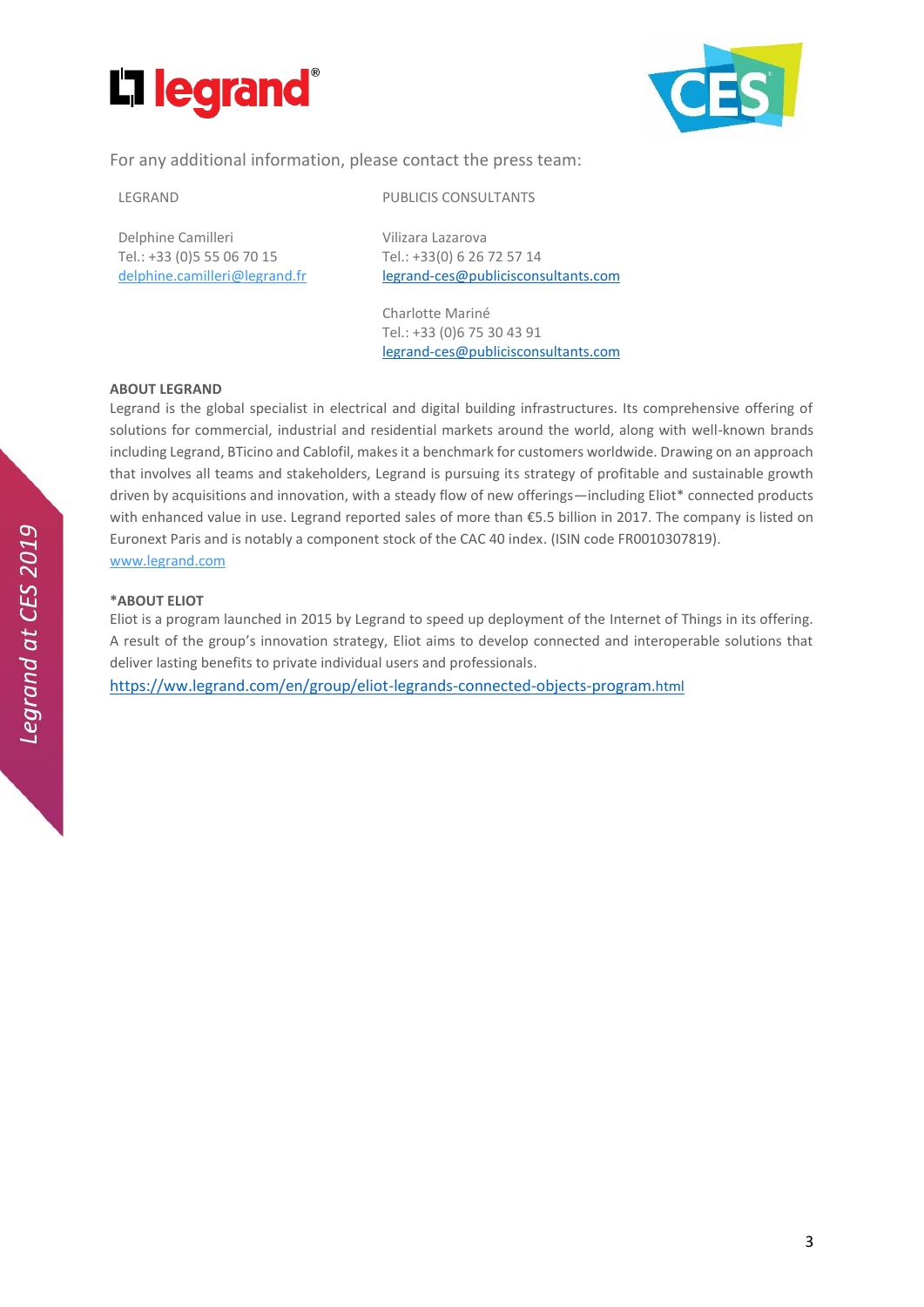For any additional information, please contact the press team:

| LEGRAND | PUBLICIS CONSULTANTS |
| --- | --- |
| Delphine Camilleri<br>Tel.: +33 (0)5 55 06 70 15<br>delphine.camilleri@legrand.fr | Vilizara Lazarova<br>Tel.: +33(0) 6 26 72 57 14<br>legrand-ces@publicisconsultants.com |
| | Charlotte Mariné<br>Tel.: +33 (0)6 75 30 43 91<br>legrand-ces@publicisconsultants.com |

**ABOUT LEGRAND**

Legrand is the global specialist in electrical and digital building infrastructures. Its comprehensive offering of solutions for commercial, industrial and residential markets around the world, along with well-known brands including Legrand, BTicino and Cablofil, makes it a benchmark for customers worldwide. Drawing on an approach that involves all teams and stakeholders, Legrand is pursuing its strategy of profitable and sustainable growth driven by acquisitions and innovation, with a steady flow of new offerings—including Eliot* connected products with enhanced value in use. Legrand reported sales of more than €5.5 billion in 2017. The company is listed on Euronext Paris and is notably a component stock of the CAC 40 index. (ISIN code FR0010307819).

www.legrand.com

***ABOUT ELIOT**

Eliot is a program launched in 2015 by Legrand to speed up deployment of the Internet of Things in its offering. A result of the group's innovation strategy, Eliot aims to develop connected and interoperable solutions that deliver lasting benefits to private individual users and professionals.

https://ww.legrand.com/en/group/eliot-legrands-connected-objects-program.html